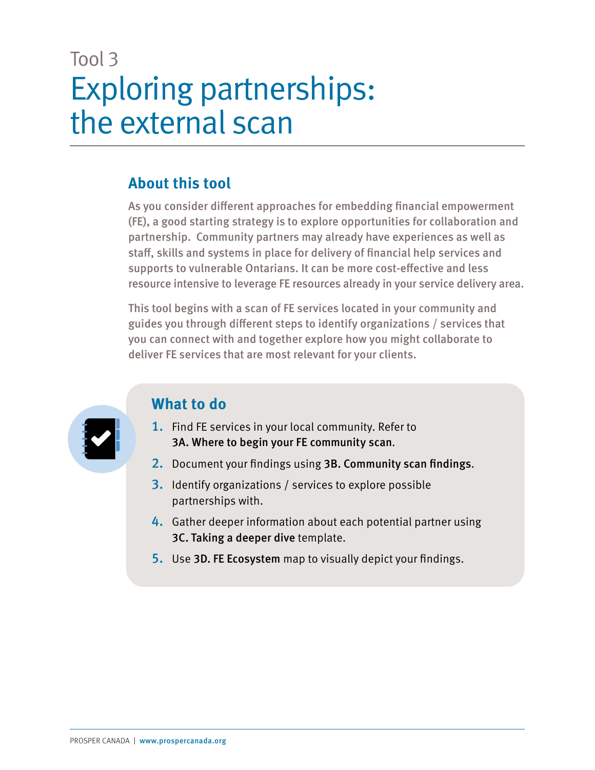Tool 3

# Exploring partnerships: the external scan

## About this tool

As you consider different approaches for embedding financial empowerment (FE), a good starting strategy is to explore opportunities for collaboration and partnership. Community partners may already have experiences as well as staff, skills and systems in place for delivery of financial help services and supports to vulnerable Ontarians. It can be more cost-effective and less resource intensive to leverage FE resources already in your service delivery area.

This tool begins with a scan of FE services located in your community and guides you through different steps to identify organizations / services that you can connect with and together explore how you might collaborate to deliver FE services that are most relevant for your clients.

## What to do

1. Find FE services in your local community. Refer to **3A. Where to begin your FE community scan**.
2. Document your findings using **3B. Community scan findings**.
3. Identify organizations / services to explore possible partnerships with.
4. Gather deeper information about each potential partner using **3C. Taking a deeper dive** template.
5. Use **3D. FE Ecosystem** map to visually depict your findings.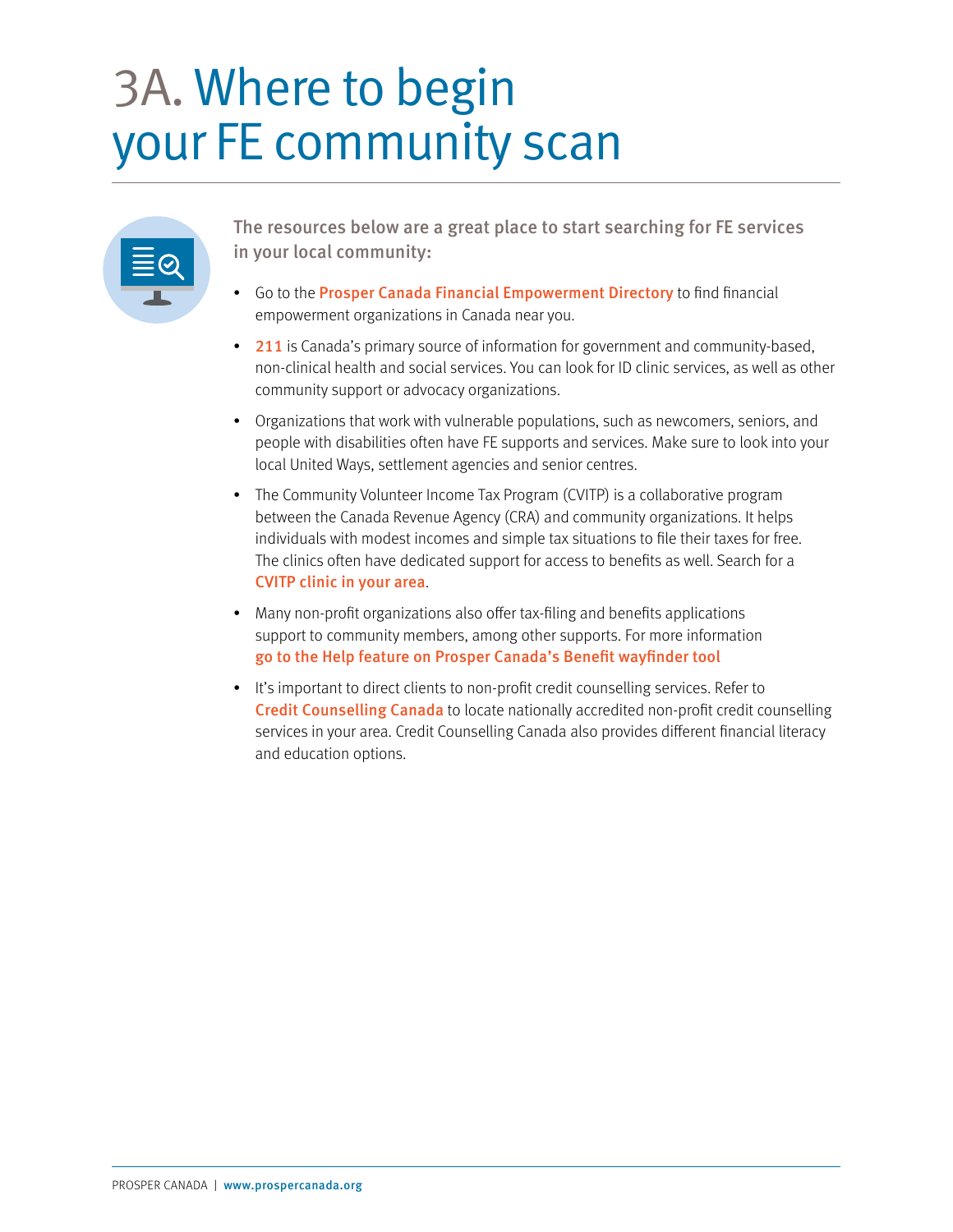# 3A. Where to begin your FE community scan

**The resources below are a great place to start searching for FE services in your local community:**

- Go to the **Prosper Canada Financial Empowerment Directory** to find financial empowerment organizations in Canada near you.
- **211** is Canada's primary source of information for government and community-based, non-clinical health and social services. You can look for ID clinic services, as well as other community support or advocacy organizations.
- Organizations that work with vulnerable populations, such as newcomers, seniors, and people with disabilities often have FE supports and services. Make sure to look into your local United Ways, settlement agencies and senior centres.
- The Community Volunteer Income Tax Program (CVITP) is a collaborative program between the Canada Revenue Agency (CRA) and community organizations. It helps individuals with modest incomes and simple tax situations to file their taxes for free. The clinics often have dedicated support for access to benefits as well. Search for a **CVITP clinic in your area**.
- Many non-profit organizations also offer tax-filing and benefits applications support to community members, among other supports. For more information **go to the Help feature on Prosper Canada's Benefit wayfinder tool**
- It's important to direct clients to non-profit credit counselling services. Refer to **Credit Counselling Canada** to locate nationally accredited non-profit credit counselling services in your area. Credit Counselling Canada also provides different financial literacy and education options.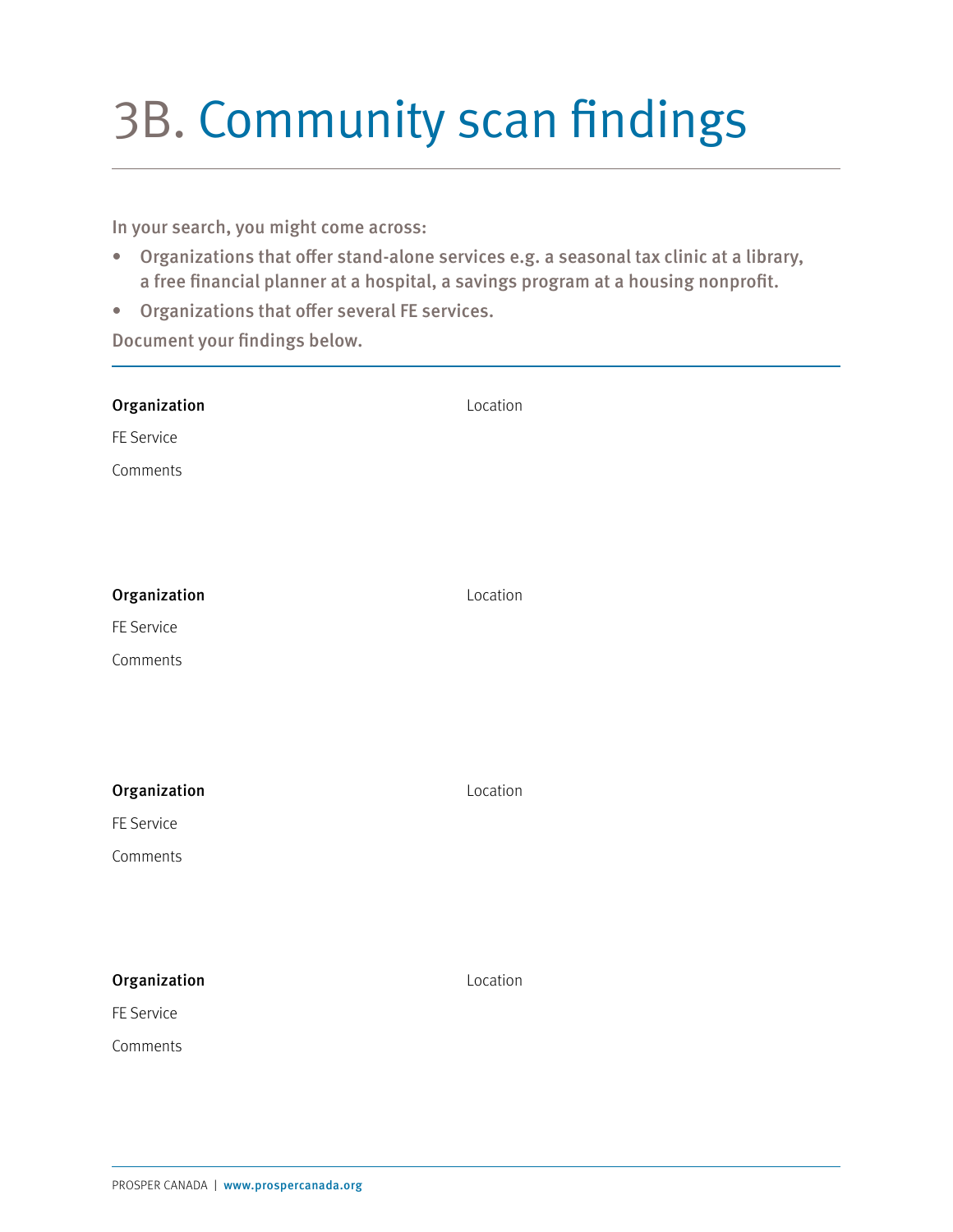# 3B. Community scan findings

In your search, you might come across:

- Organizations that offer stand-alone services e.g. a seasonal tax clinic at a library, a free financial planner at a hospital, a savings program at a housing nonprofit.
- Organizations that offer several FE services.

Document your findings below.

---

**Organization** Location

FE Service

Comments

**Organization** Location

FE Service

Comments

**Organization** Location

FE Service

Comments

**Organization** Location

FE Service

Comments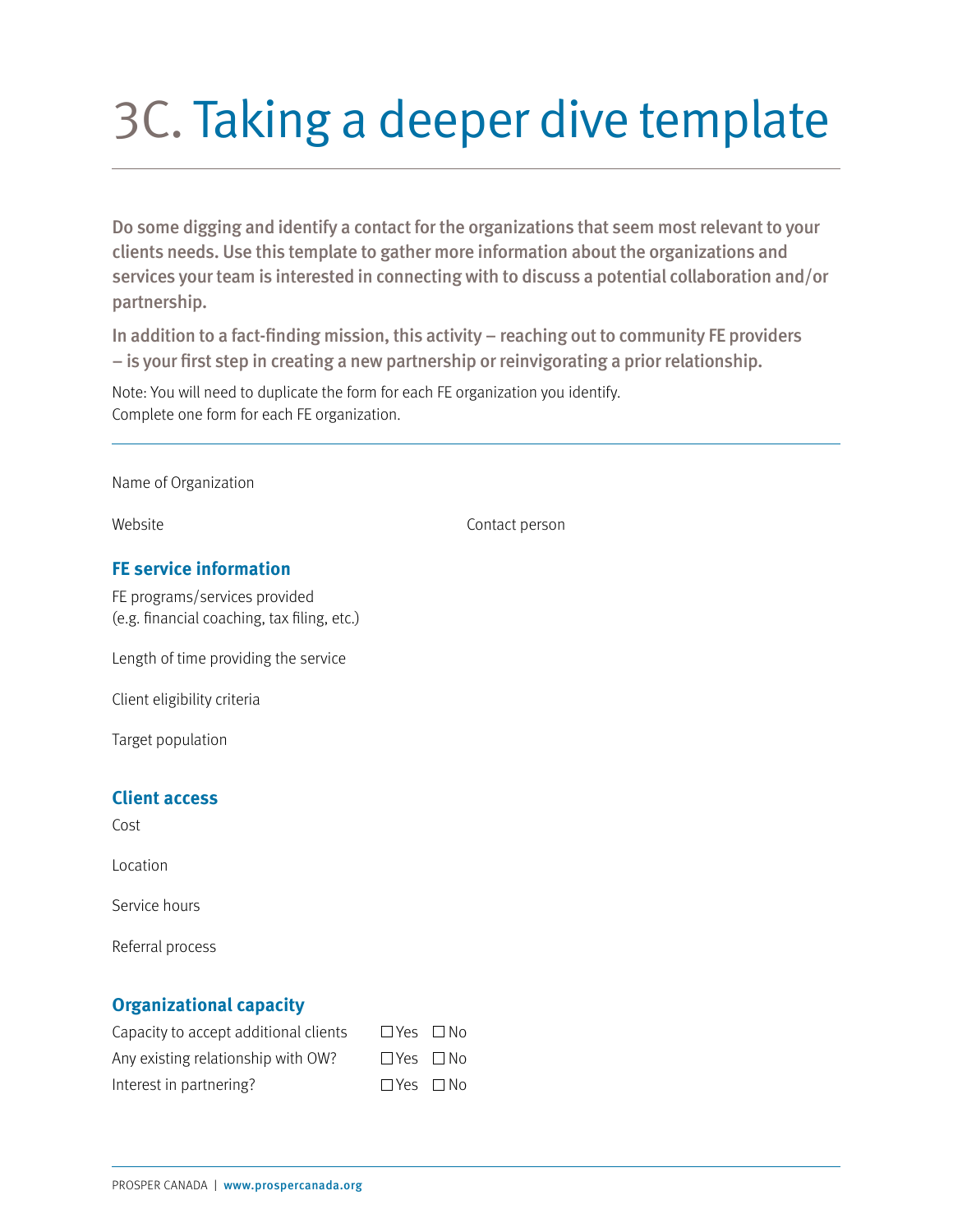# 3C. Taking a deeper dive template

**Do some digging and identify a contact for the organizations that seem most relevant to your clients needs. Use this template to gather more information about the organizations and services your team is interested in connecting with to discuss a potential collaboration and/or partnership.**

**In addition to a fact-finding mission, this activity – reaching out to community FE providers – is your first step in creating a new partnership or reinvigorating a prior relationship.**

Note: You will need to duplicate the form for each FE organization you identify.
Complete one form for each FE organization.

---

Name of Organization

Website

Contact person

## FE service information

FE programs/services provided
(e.g. financial coaching, tax filing, etc.)

Length of time providing the service

Client eligibility criteria

Target population

## Client access

Cost

Location

Service hours

Referral process

## Organizational capacity

| | | |
|---|---|---|
| Capacity to accept additional clients | ☐ Yes | ☐ No |
| Any existing relationship with OW? | ☐ Yes | ☐ No |
| Interest in partnering? | ☐ Yes | ☐ No |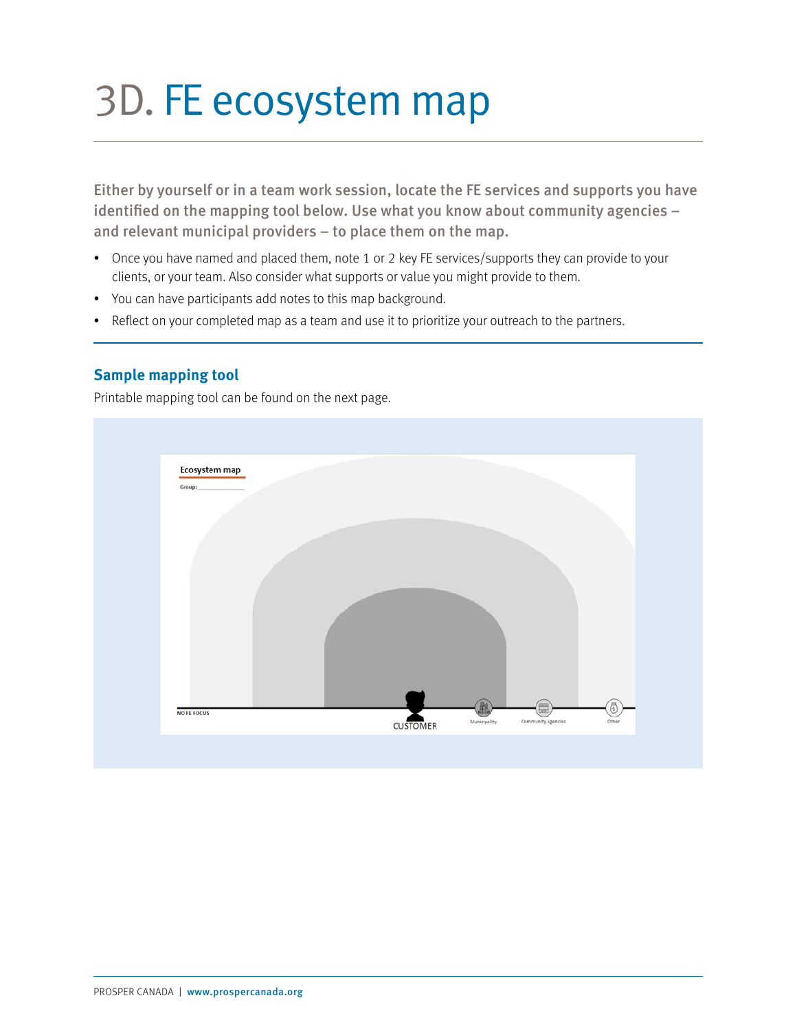# 3D. FE ecosystem map

**Either by yourself or in a team work session, locate the FE services and supports you have identified on the mapping tool below. Use what you know about community agencies – and relevant municipal providers – to place them on the map.**

- Once you have named and placed them, note 1 or 2 key FE services/supports they can provide to your clients, or your team. Also consider what supports or value you might provide to them.
- You can have participants add notes to this map background.
- Reflect on your completed map as a team and use it to prioritize your outreach to the partners.

### Sample mapping tool

Printable mapping tool can be found on the next page.

Ecosystem map

Group: ____________

NO FE FOCUS

CUSTOMER

Municipality

Community agencies

Other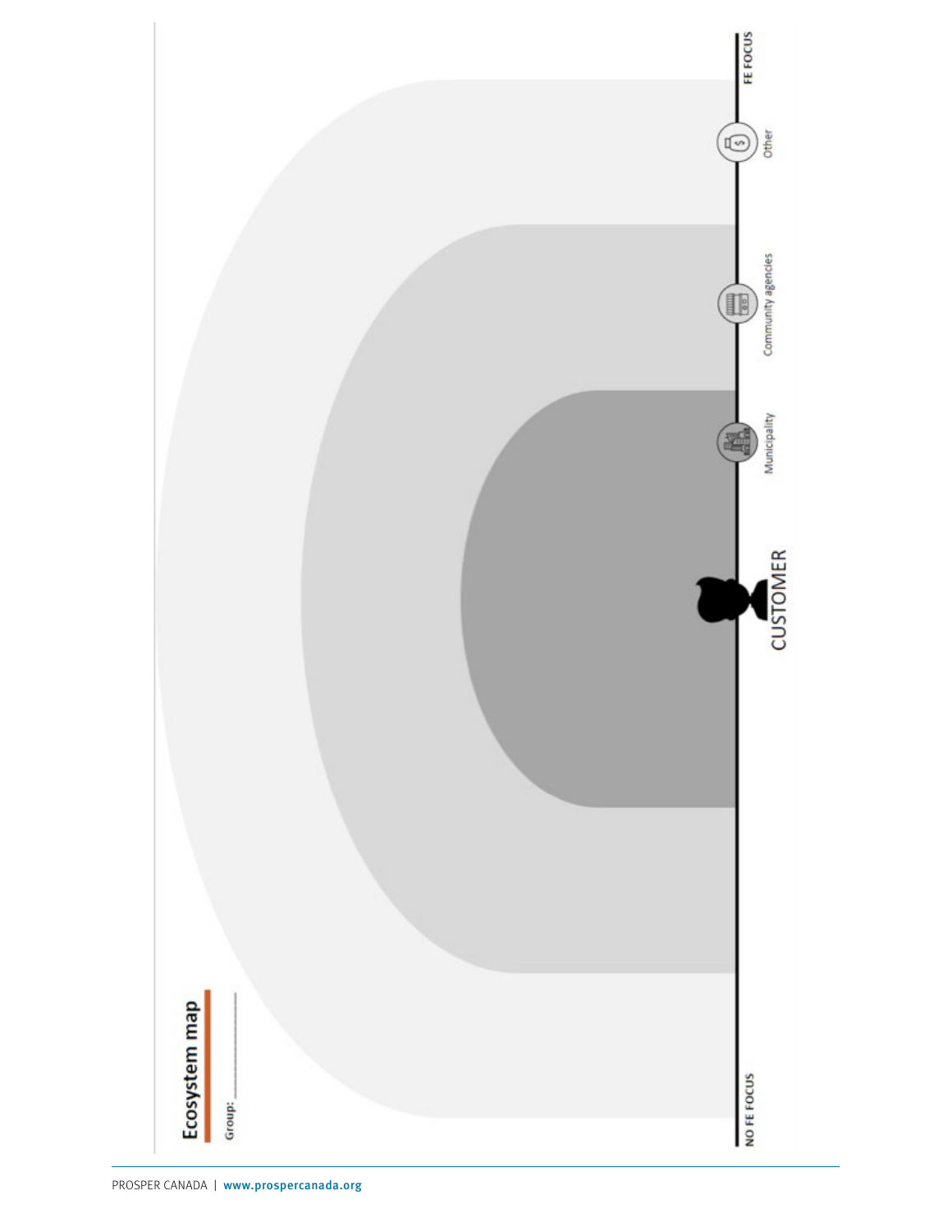# Ecosystem map

Group: ___________________

NO FE FOCUS

CUSTOMER

Municipality

Community agencies

Other

FE FOCUS